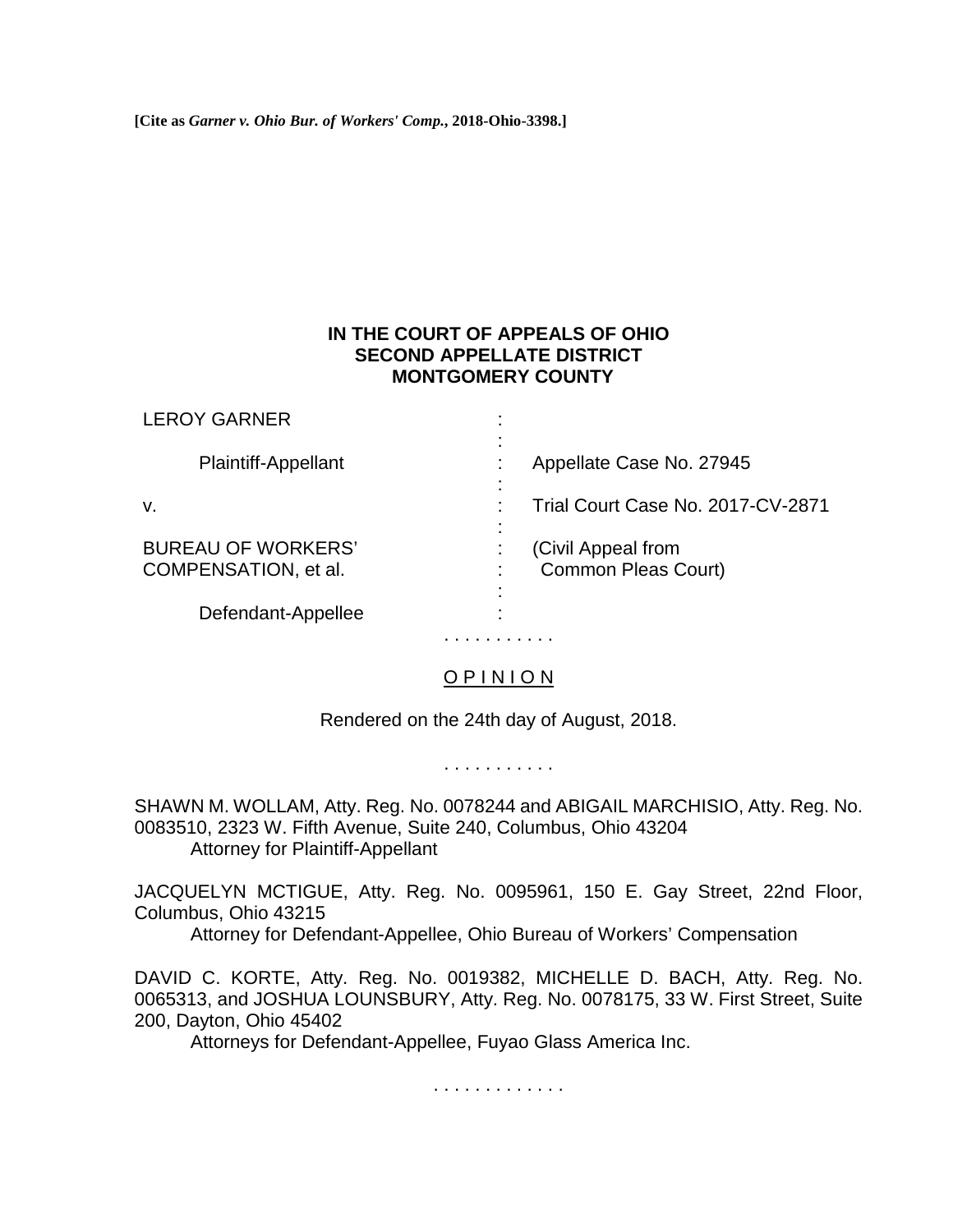**[Cite as *Garner v. Ohio Bur. of Workers' Comp.*, 2018-Ohio-3398.]**

**IN THE COURT OF APPEALS OF OHIO**
**SECOND APPELLATE DISTRICT**
**MONTGOMERY COUNTY**

| | | |
|---|---|---|
| LEROY GARNER | : | |
| | : | |
| Plaintiff-Appellant | : | Appellate Case No. 27945 |
| | : | |
| v. | : | Trial Court Case No. 2017-CV-2871 |
| | : | |
| BUREAU OF WORKERS' COMPENSATION, et al. | : | (Civil Appeal from Common Pleas Court) |
| | : | |
| Defendant-Appellee | : | |

. . . . . . . . . . .

O P I N I O N

Rendered on the 24th day of August, 2018.

. . . . . . . . . . .

SHAWN M. WOLLAM, Atty. Reg. No. 0078244 and ABIGAIL MARCHISIO, Atty. Reg. No. 0083510, 2323 W. Fifth Avenue, Suite 240, Columbus, Ohio 43204
Attorney for Plaintiff-Appellant

JACQUELYN MCTIGUE, Atty. Reg. No. 0095961, 150 E. Gay Street, 22nd Floor, Columbus, Ohio 43215
Attorney for Defendant-Appellee, Ohio Bureau of Workers' Compensation

DAVID C. KORTE, Atty. Reg. No. 0019382, MICHELLE D. BACH, Atty. Reg. No. 0065313, and JOSHUA LOUNSBURY, Atty. Reg. No. 0078175, 33 W. First Street, Suite 200, Dayton, Ohio 45402
Attorneys for Defendant-Appellee, Fuyao Glass America Inc.

. . . . . . . . . . . . .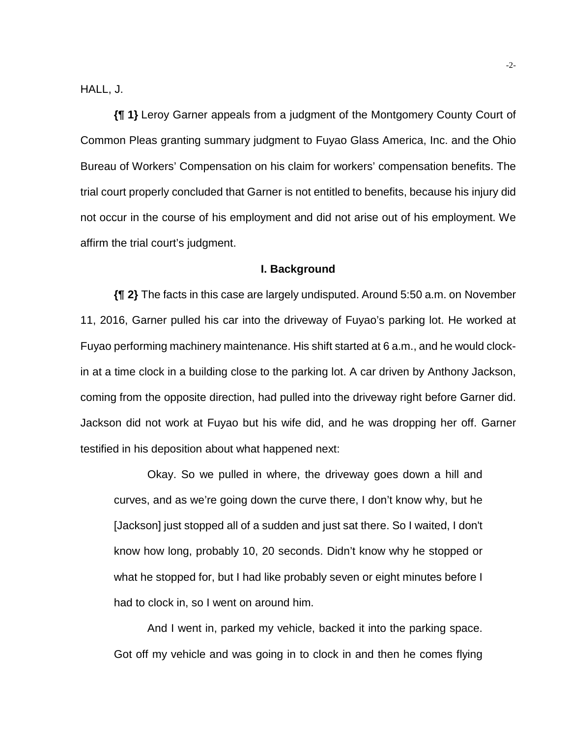HALL, J.

**{¶ 1}** Leroy Garner appeals from a judgment of the Montgomery County Court of Common Pleas granting summary judgment to Fuyao Glass America, Inc. and the Ohio Bureau of Workers' Compensation on his claim for workers' compensation benefits. The trial court properly concluded that Garner is not entitled to benefits, because his injury did not occur in the course of his employment and did not arise out of his employment. We affirm the trial court's judgment.

## I. Background

**{¶ 2}** The facts in this case are largely undisputed. Around 5:50 a.m. on November 11, 2016, Garner pulled his car into the driveway of Fuyao's parking lot. He worked at Fuyao performing machinery maintenance. His shift started at 6 a.m., and he would clock-in at a time clock in a building close to the parking lot. A car driven by Anthony Jackson, coming from the opposite direction, had pulled into the driveway right before Garner did. Jackson did not work at Fuyao but his wife did, and he was dropping her off. Garner testified in his deposition about what happened next:

> Okay. So we pulled in where, the driveway goes down a hill and curves, and as we're going down the curve there, I don't know why, but he [Jackson] just stopped all of a sudden and just sat there. So I waited, I don't know how long, probably 10, 20 seconds. Didn't know why he stopped or what he stopped for, but I had like probably seven or eight minutes before I had to clock in, so I went on around him.
>
> And I went in, parked my vehicle, backed it into the parking space. Got off my vehicle and was going in to clock in and then he comes flying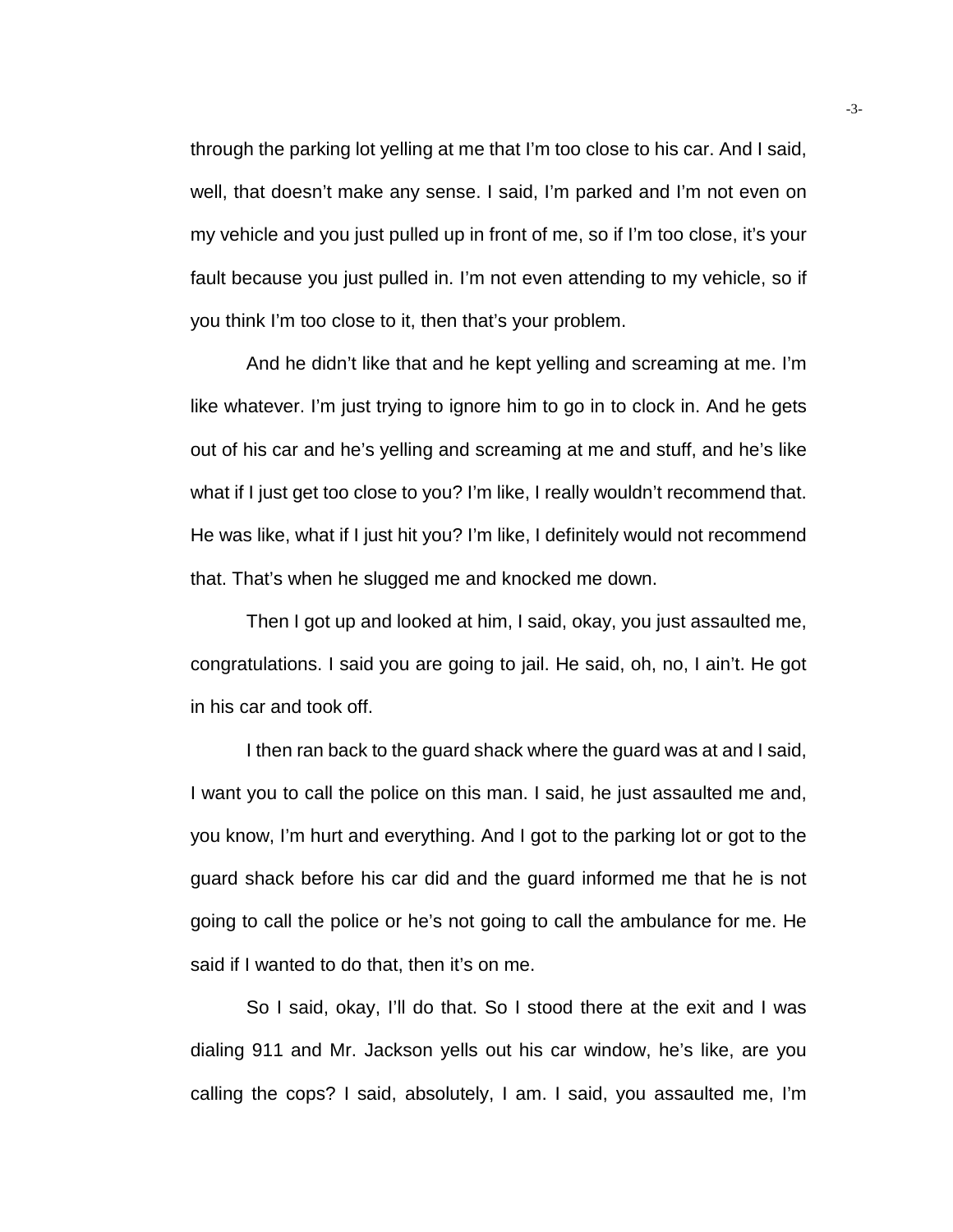through the parking lot yelling at me that I'm too close to his car. And I said, well, that doesn't make any sense. I said, I'm parked and I'm not even on my vehicle and you just pulled up in front of me, so if I'm too close, it's your fault because you just pulled in. I'm not even attending to my vehicle, so if you think I'm too close to it, then that's your problem.

And he didn't like that and he kept yelling and screaming at me. I'm like whatever. I'm just trying to ignore him to go in to clock in. And he gets out of his car and he's yelling and screaming at me and stuff, and he's like what if I just get too close to you? I'm like, I really wouldn't recommend that. He was like, what if I just hit you? I'm like, I definitely would not recommend that. That's when he slugged me and knocked me down.

Then I got up and looked at him, I said, okay, you just assaulted me, congratulations. I said you are going to jail. He said, oh, no, I ain't. He got in his car and took off.

I then ran back to the guard shack where the guard was at and I said, I want you to call the police on this man. I said, he just assaulted me and, you know, I'm hurt and everything. And I got to the parking lot or got to the guard shack before his car did and the guard informed me that he is not going to call the police or he's not going to call the ambulance for me. He said if I wanted to do that, then it's on me.

So I said, okay, I'll do that. So I stood there at the exit and I was dialing 911 and Mr. Jackson yells out his car window, he's like, are you calling the cops? I said, absolutely, I am. I said, you assaulted me, I'm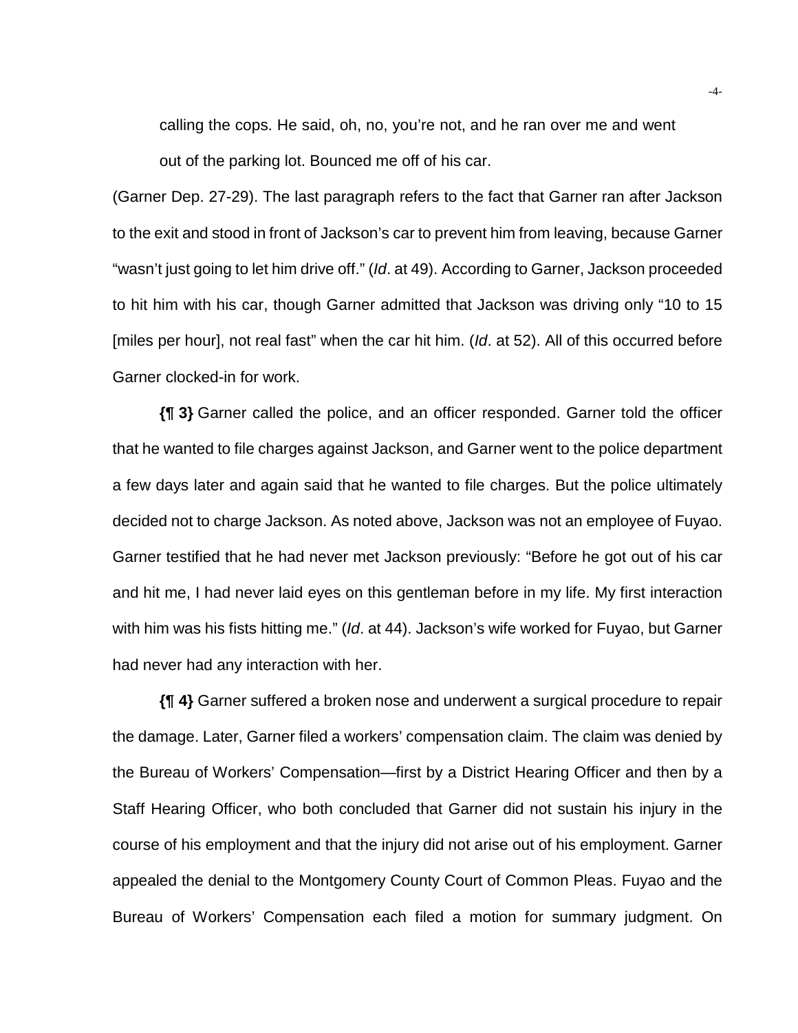calling the cops. He said, oh, no, you're not, and he ran over me and went out of the parking lot. Bounced me off of his car.

(Garner Dep. 27-29). The last paragraph refers to the fact that Garner ran after Jackson to the exit and stood in front of Jackson's car to prevent him from leaving, because Garner "wasn't just going to let him drive off." (*Id*. at 49). According to Garner, Jackson proceeded to hit him with his car, though Garner admitted that Jackson was driving only "10 to 15 [miles per hour], not real fast" when the car hit him. (*Id*. at 52). All of this occurred before Garner clocked-in for work.

**{¶ 3}** Garner called the police, and an officer responded. Garner told the officer that he wanted to file charges against Jackson, and Garner went to the police department a few days later and again said that he wanted to file charges. But the police ultimately decided not to charge Jackson. As noted above, Jackson was not an employee of Fuyao. Garner testified that he had never met Jackson previously: "Before he got out of his car and hit me, I had never laid eyes on this gentleman before in my life. My first interaction with him was his fists hitting me." (*Id*. at 44). Jackson's wife worked for Fuyao, but Garner had never had any interaction with her.

**{¶ 4}** Garner suffered a broken nose and underwent a surgical procedure to repair the damage. Later, Garner filed a workers' compensation claim. The claim was denied by the Bureau of Workers' Compensation—first by a District Hearing Officer and then by a Staff Hearing Officer, who both concluded that Garner did not sustain his injury in the course of his employment and that the injury did not arise out of his employment. Garner appealed the denial to the Montgomery County Court of Common Pleas. Fuyao and the Bureau of Workers' Compensation each filed a motion for summary judgment. On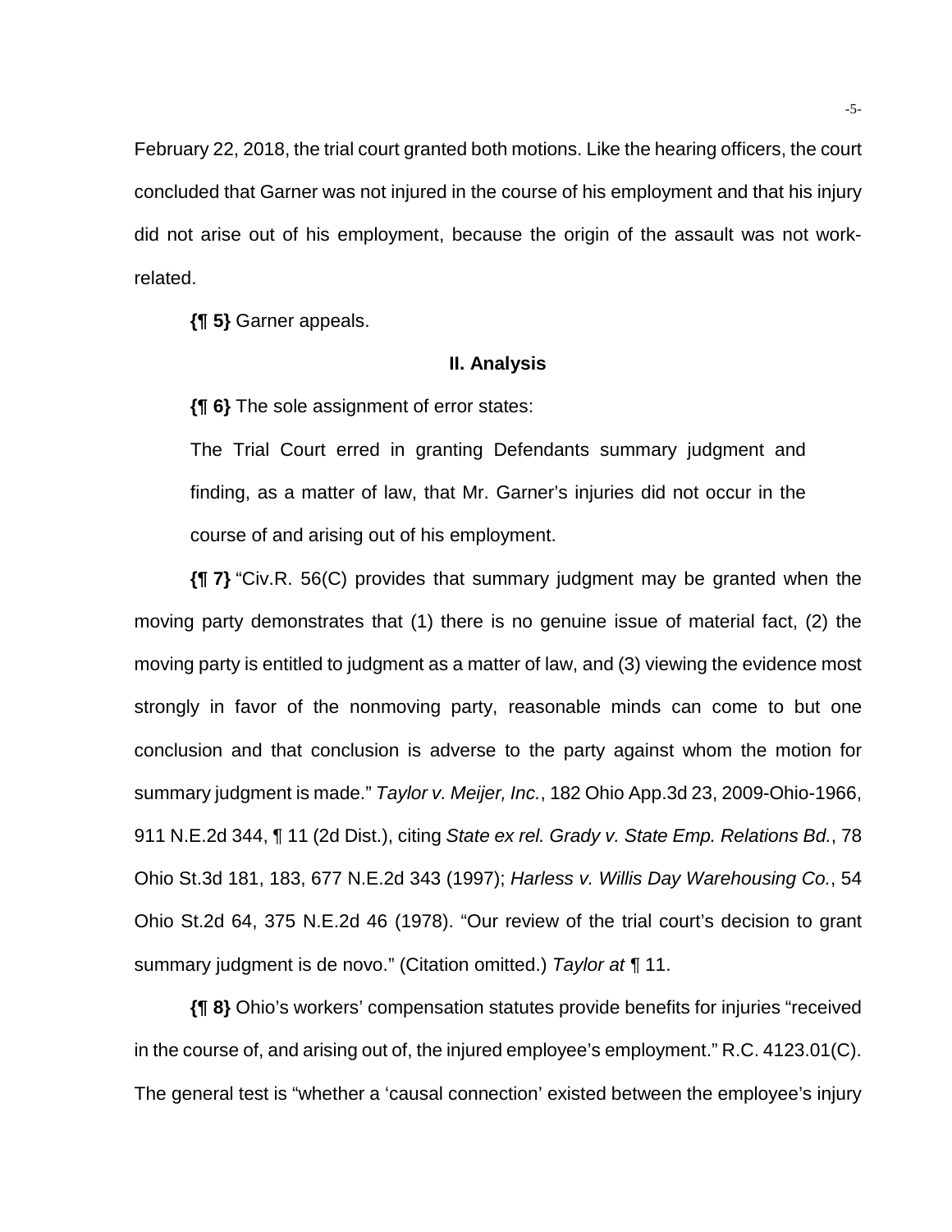February 22, 2018, the trial court granted both motions. Like the hearing officers, the court concluded that Garner was not injured in the course of his employment and that his injury did not arise out of his employment, because the origin of the assault was not work-related.

**{¶ 5}** Garner appeals.

## II. Analysis

**{¶ 6}** The sole assignment of error states:

> The Trial Court erred in granting Defendants summary judgment and finding, as a matter of law, that Mr. Garner's injuries did not occur in the course of and arising out of his employment.

**{¶ 7}** "Civ.R. 56(C) provides that summary judgment may be granted when the moving party demonstrates that (1) there is no genuine issue of material fact, (2) the moving party is entitled to judgment as a matter of law, and (3) viewing the evidence most strongly in favor of the nonmoving party, reasonable minds can come to but one conclusion and that conclusion is adverse to the party against whom the motion for summary judgment is made." *Taylor v. Meijer, Inc.*, 182 Ohio App.3d 23, 2009-Ohio-1966, 911 N.E.2d 344, ¶ 11 (2d Dist.), citing *State ex rel. Grady v. State Emp. Relations Bd.*, 78 Ohio St.3d 181, 183, 677 N.E.2d 343 (1997); *Harless v. Willis Day Warehousing Co.*, 54 Ohio St.2d 64, 375 N.E.2d 46 (1978). "Our review of the trial court's decision to grant summary judgment is de novo." (Citation omitted.) *Taylor at* ¶ 11.

**{¶ 8}** Ohio's workers' compensation statutes provide benefits for injuries "received in the course of, and arising out of, the injured employee's employment." R.C. 4123.01(C). The general test is "whether a 'causal connection' existed between the employee's injury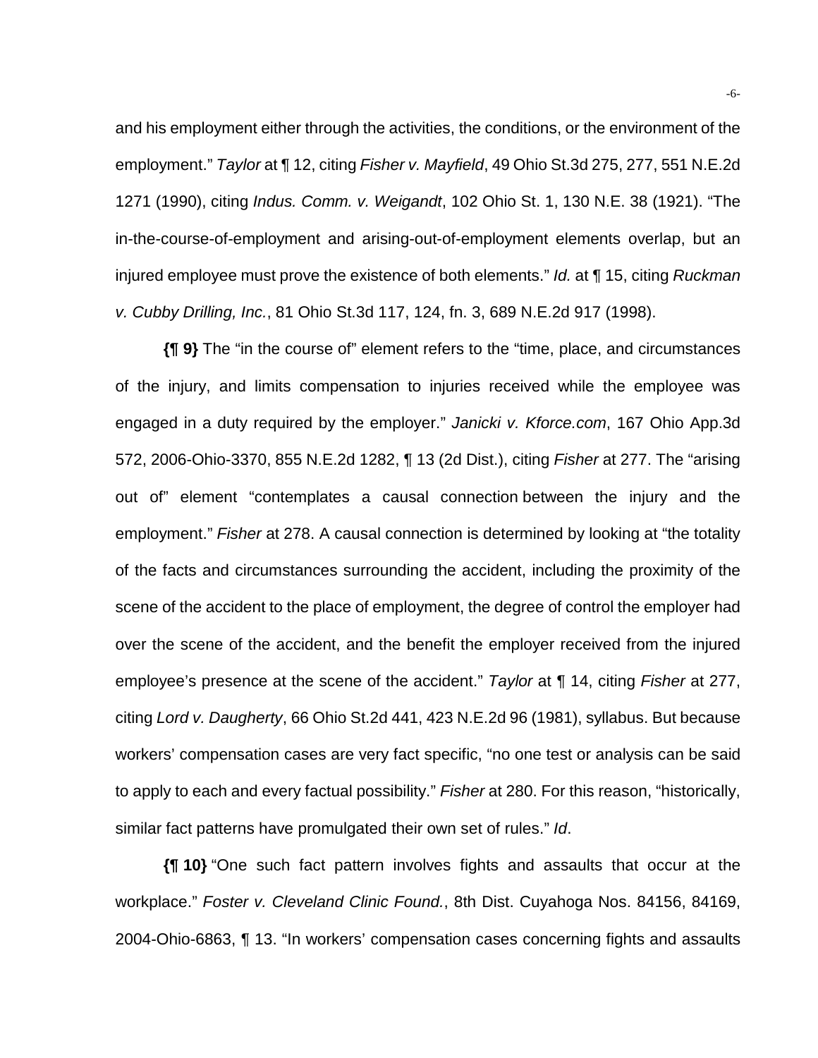and his employment either through the activities, the conditions, or the environment of the employment." *Taylor* at ¶ 12, citing *Fisher v. Mayfield*, 49 Ohio St.3d 275, 277, 551 N.E.2d 1271 (1990), citing *Indus. Comm. v. Weigandt*, 102 Ohio St. 1, 130 N.E. 38 (1921). "The in-the-course-of-employment and arising-out-of-employment elements overlap, but an injured employee must prove the existence of both elements." *Id.* at ¶ 15, citing *Ruckman v. Cubby Drilling, Inc.*, 81 Ohio St.3d 117, 124, fn. 3, 689 N.E.2d 917 (1998).

**{¶ 9}** The "in the course of" element refers to the "time, place, and circumstances of the injury, and limits compensation to injuries received while the employee was engaged in a duty required by the employer." *Janicki v. Kforce.com*, 167 Ohio App.3d 572, 2006-Ohio-3370, 855 N.E.2d 1282, ¶ 13 (2d Dist.), citing *Fisher* at 277. The "arising out of" element "contemplates a causal connection between the injury and the employment." *Fisher* at 278. A causal connection is determined by looking at "the totality of the facts and circumstances surrounding the accident, including the proximity of the scene of the accident to the place of employment, the degree of control the employer had over the scene of the accident, and the benefit the employer received from the injured employee's presence at the scene of the accident." *Taylor* at ¶ 14, citing *Fisher* at 277, citing *Lord v. Daugherty*, 66 Ohio St.2d 441, 423 N.E.2d 96 (1981), syllabus. But because workers' compensation cases are very fact specific, "no one test or analysis can be said to apply to each and every factual possibility." *Fisher* at 280. For this reason, "historically, similar fact patterns have promulgated their own set of rules." *Id*.

**{¶ 10}** "One such fact pattern involves fights and assaults that occur at the workplace." *Foster v. Cleveland Clinic Found.*, 8th Dist. Cuyahoga Nos. 84156, 84169, 2004-Ohio-6863, ¶ 13. "In workers' compensation cases concerning fights and assaults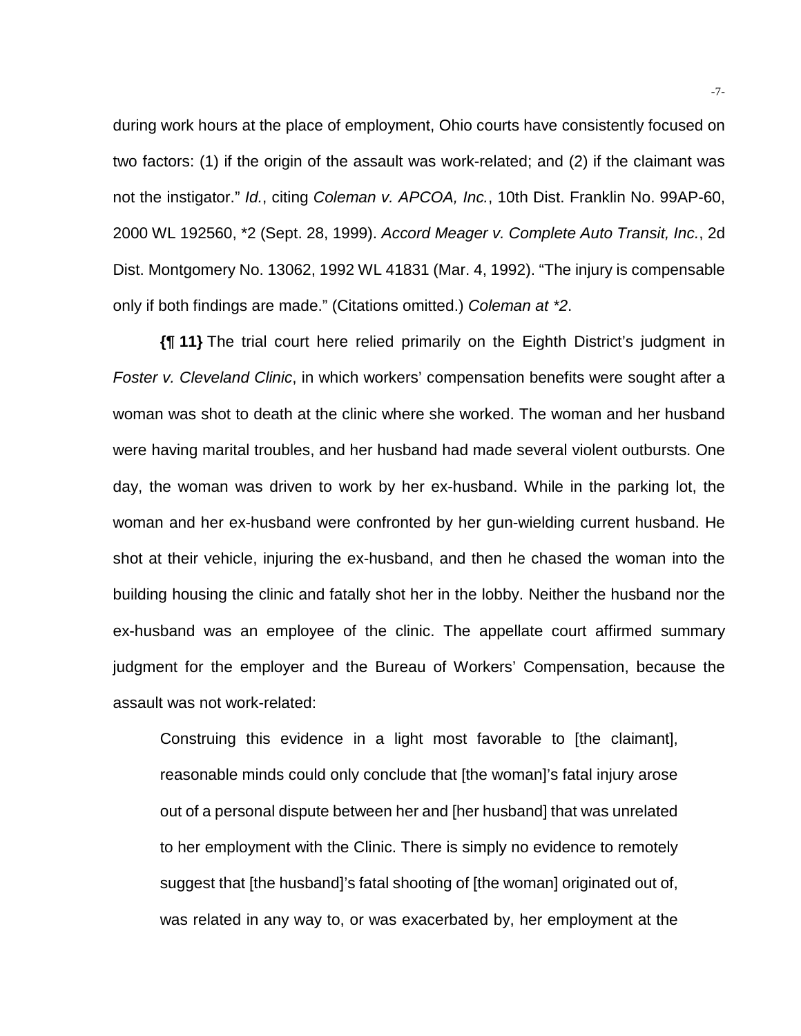during work hours at the place of employment, Ohio courts have consistently focused on two factors: (1) if the origin of the assault was work-related; and (2) if the claimant was not the instigator." *Id.*, citing *Coleman v. APCOA, Inc.*, 10th Dist. Franklin No. 99AP-60, 2000 WL 192560, *2 (Sept. 28, 1999). *Accord Meager v. Complete Auto Transit, Inc.*, 2d Dist. Montgomery No. 13062, 1992 WL 41831 (Mar. 4, 1992). "The injury is compensable only if both findings are made." (Citations omitted.) *Coleman at *2*.

**{¶ 11}** The trial court here relied primarily on the Eighth District's judgment in *Foster v. Cleveland Clinic*, in which workers' compensation benefits were sought after a woman was shot to death at the clinic where she worked. The woman and her husband were having marital troubles, and her husband had made several violent outbursts. One day, the woman was driven to work by her ex-husband. While in the parking lot, the woman and her ex-husband were confronted by her gun-wielding current husband. He shot at their vehicle, injuring the ex-husband, and then he chased the woman into the building housing the clinic and fatally shot her in the lobby. Neither the husband nor the ex-husband was an employee of the clinic. The appellate court affirmed summary judgment for the employer and the Bureau of Workers' Compensation, because the assault was not work-related:

> Construing this evidence in a light most favorable to [the claimant], reasonable minds could only conclude that [the woman]'s fatal injury arose out of a personal dispute between her and [her husband] that was unrelated to her employment with the Clinic. There is simply no evidence to remotely suggest that [the husband]'s fatal shooting of [the woman] originated out of, was related in any way to, or was exacerbated by, her employment at the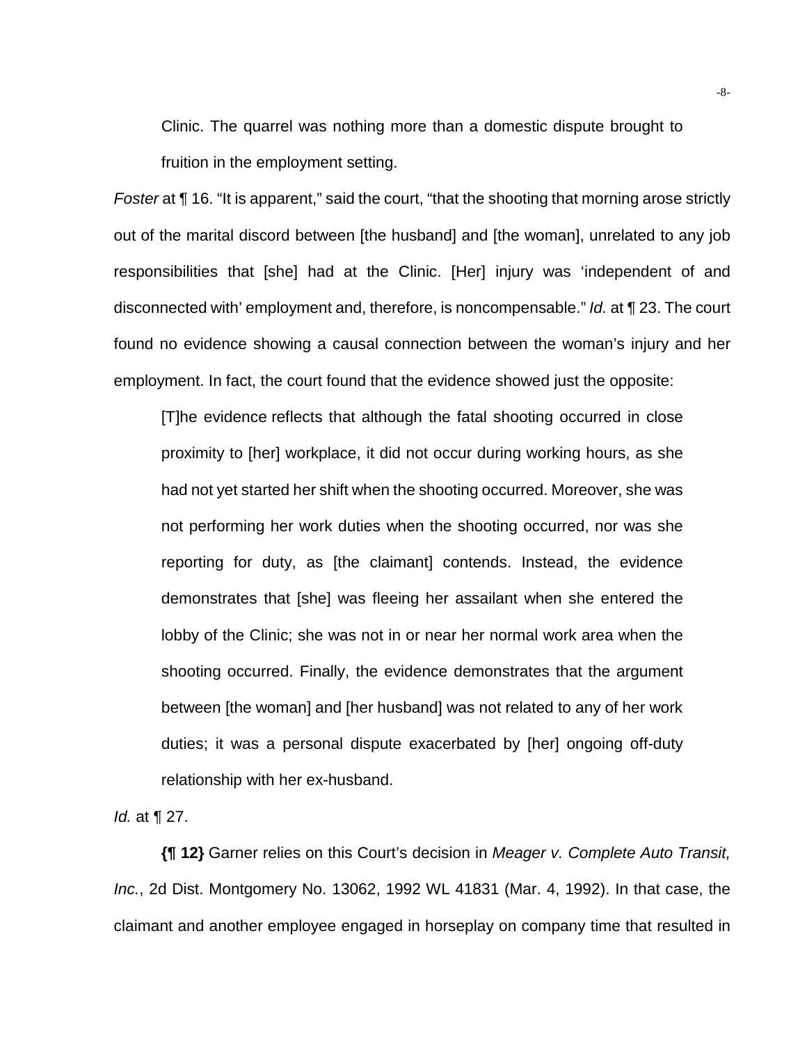> Clinic. The quarrel was nothing more than a domestic dispute brought to fruition in the employment setting.

*Foster* at ¶ 16. "It is apparent," said the court, "that the shooting that morning arose strictly out of the marital discord between [the husband] and [the woman], unrelated to any job responsibilities that [she] had at the Clinic. [Her] injury was 'independent of and disconnected with' employment and, therefore, is noncompensable." *Id.* at ¶ 23. The court found no evidence showing a causal connection between the woman's injury and her employment. In fact, the court found that the evidence showed just the opposite:

> [T]he evidence reflects that although the fatal shooting occurred in close proximity to [her] workplace, it did not occur during working hours, as she had not yet started her shift when the shooting occurred. Moreover, she was not performing her work duties when the shooting occurred, nor was she reporting for duty, as [the claimant] contends. Instead, the evidence demonstrates that [she] was fleeing her assailant when she entered the lobby of the Clinic; she was not in or near her normal work area when the shooting occurred. Finally, the evidence demonstrates that the argument between [the woman] and [her husband] was not related to any of her work duties; it was a personal dispute exacerbated by [her] ongoing off-duty relationship with her ex-husband.

*Id.* at ¶ 27.

**{¶ 12}** Garner relies on this Court's decision in *Meager v. Complete Auto Transit, Inc.*, 2d Dist. Montgomery No. 13062, 1992 WL 41831 (Mar. 4, 1992). In that case, the claimant and another employee engaged in horseplay on company time that resulted in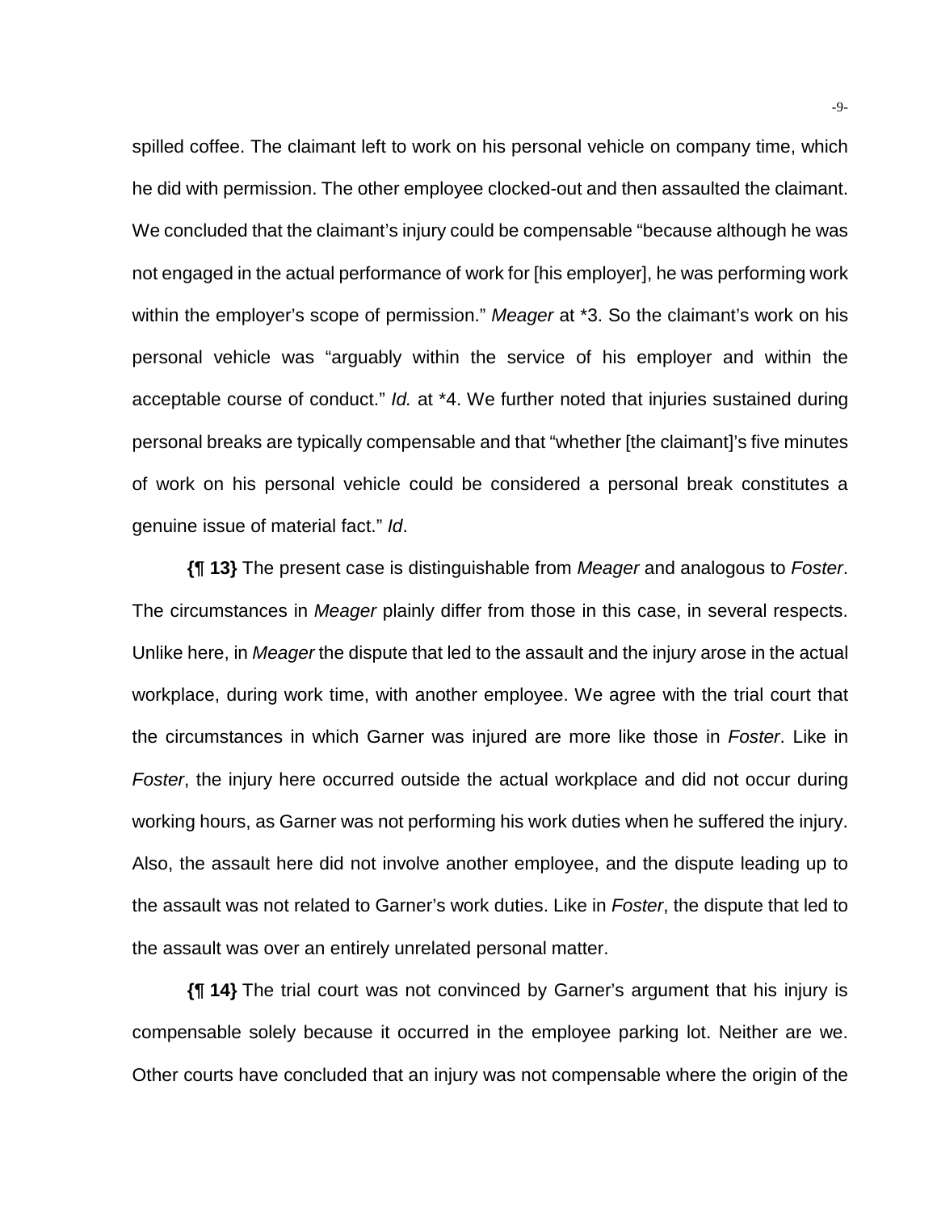spilled coffee. The claimant left to work on his personal vehicle on company time, which he did with permission. The other employee clocked-out and then assaulted the claimant. We concluded that the claimant's injury could be compensable "because although he was not engaged in the actual performance of work for [his employer], he was performing work within the employer's scope of permission." *Meager* at *3. So the claimant's work on his personal vehicle was "arguably within the service of his employer and within the acceptable course of conduct." *Id.* at *4. We further noted that injuries sustained during personal breaks are typically compensable and that "whether [the claimant]'s five minutes of work on his personal vehicle could be considered a personal break constitutes a genuine issue of material fact." *Id*.

**{¶ 13}** The present case is distinguishable from *Meager* and analogous to *Foster*. The circumstances in *Meager* plainly differ from those in this case, in several respects. Unlike here, in *Meager* the dispute that led to the assault and the injury arose in the actual workplace, during work time, with another employee. We agree with the trial court that the circumstances in which Garner was injured are more like those in *Foster*. Like in *Foster*, the injury here occurred outside the actual workplace and did not occur during working hours, as Garner was not performing his work duties when he suffered the injury. Also, the assault here did not involve another employee, and the dispute leading up to the assault was not related to Garner's work duties. Like in *Foster*, the dispute that led to the assault was over an entirely unrelated personal matter.

**{¶ 14}** The trial court was not convinced by Garner's argument that his injury is compensable solely because it occurred in the employee parking lot. Neither are we. Other courts have concluded that an injury was not compensable where the origin of the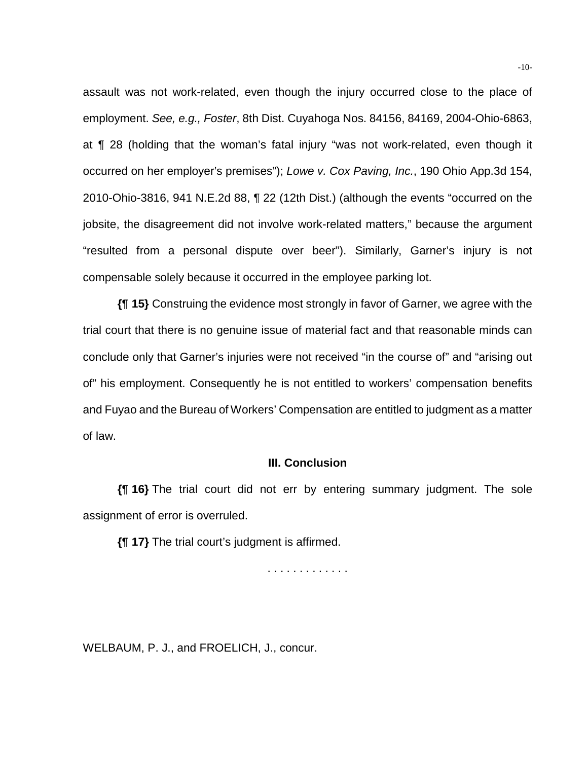assault was not work-related, even though the injury occurred close to the place of employment. *See, e.g., Foster*, 8th Dist. Cuyahoga Nos. 84156, 84169, 2004-Ohio-6863, at ¶ 28 (holding that the woman's fatal injury "was not work-related, even though it occurred on her employer's premises"); *Lowe v. Cox Paving, Inc.*, 190 Ohio App.3d 154, 2010-Ohio-3816, 941 N.E.2d 88, ¶ 22 (12th Dist.) (although the events "occurred on the jobsite, the disagreement did not involve work-related matters," because the argument "resulted from a personal dispute over beer"). Similarly, Garner's injury is not compensable solely because it occurred in the employee parking lot.

**{¶ 15}** Construing the evidence most strongly in favor of Garner, we agree with the trial court that there is no genuine issue of material fact and that reasonable minds can conclude only that Garner's injuries were not received "in the course of" and "arising out of" his employment. Consequently he is not entitled to workers' compensation benefits and Fuyao and the Bureau of Workers' Compensation are entitled to judgment as a matter of law.

### III. Conclusion

**{¶ 16}** The trial court did not err by entering summary judgment. The sole assignment of error is overruled.

**{¶ 17}** The trial court's judgment is affirmed.

. . . . . . . . . . . . .

WELBAUM, P. J., and FROELICH, J., concur.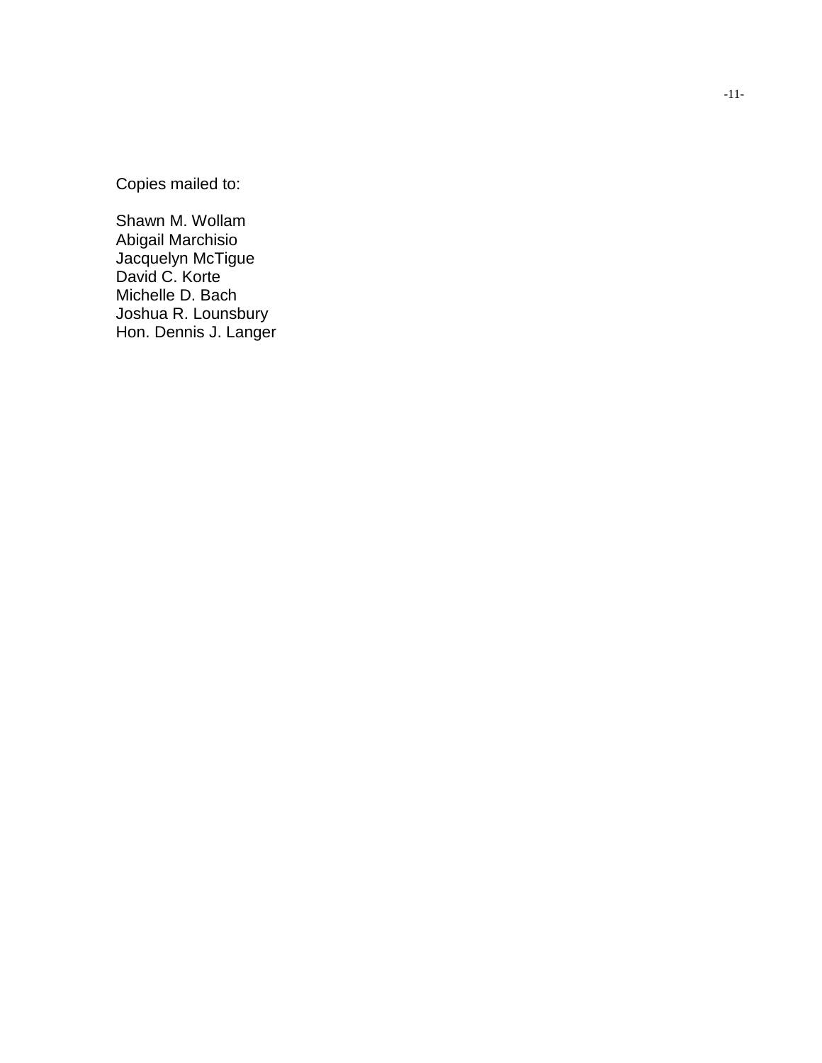Copies mailed to:

Shawn M. Wollam
Abigail Marchisio
Jacquelyn McTigue
David C. Korte
Michelle D. Bach
Joshua R. Lounsbury
Hon. Dennis J. Langer